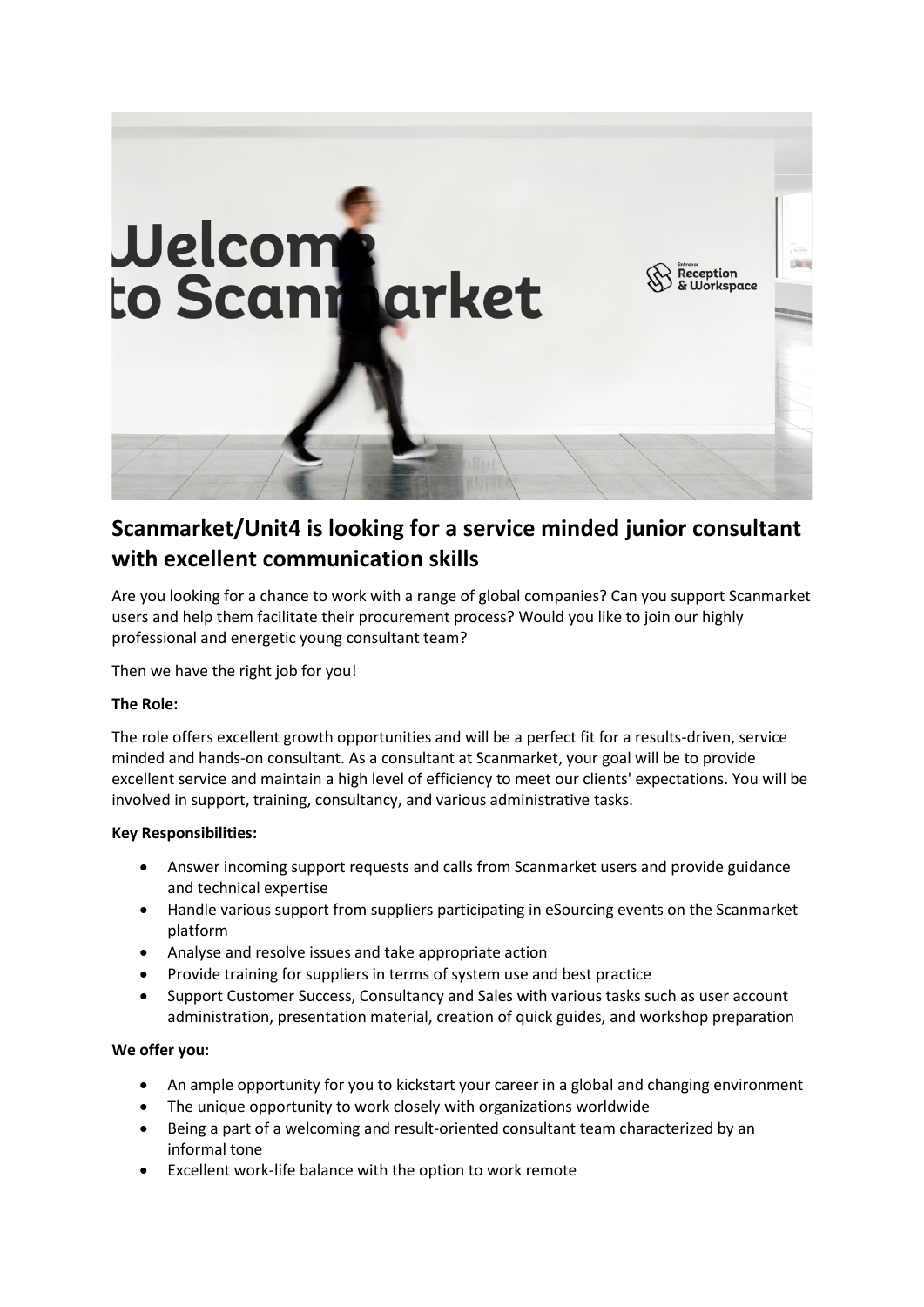## Scanmarket/Unit4 is looking for a service minded junior consultant with excellent communication skills

Are you looking for a chance to work with a range of global companies? Can you support Scanmarket users and help them facilitate their procurement process? Would you like to join our highly professional and energetic young consultant team?

Then we have the right job for you!

**The Role:**

The role offers excellent growth opportunities and will be a perfect fit for a results-driven, service minded and hands-on consultant. As a consultant at Scanmarket, your goal will be to provide excellent service and maintain a high level of efficiency to meet our clients' expectations. You will be involved in support, training, consultancy, and various administrative tasks.

**Key Responsibilities:**

- Answer incoming support requests and calls from Scanmarket users and provide guidance and technical expertise
- Handle various support from suppliers participating in eSourcing events on the Scanmarket platform
- Analyse and resolve issues and take appropriate action
- Provide training for suppliers in terms of system use and best practice
- Support Customer Success, Consultancy and Sales with various tasks such as user account administration, presentation material, creation of quick guides, and workshop preparation

**We offer you:**

- An ample opportunity for you to kickstart your career in a global and changing environment
- The unique opportunity to work closely with organizations worldwide
- Being a part of a welcoming and result-oriented consultant team characterized by an informal tone
- Excellent work-life balance with the option to work remote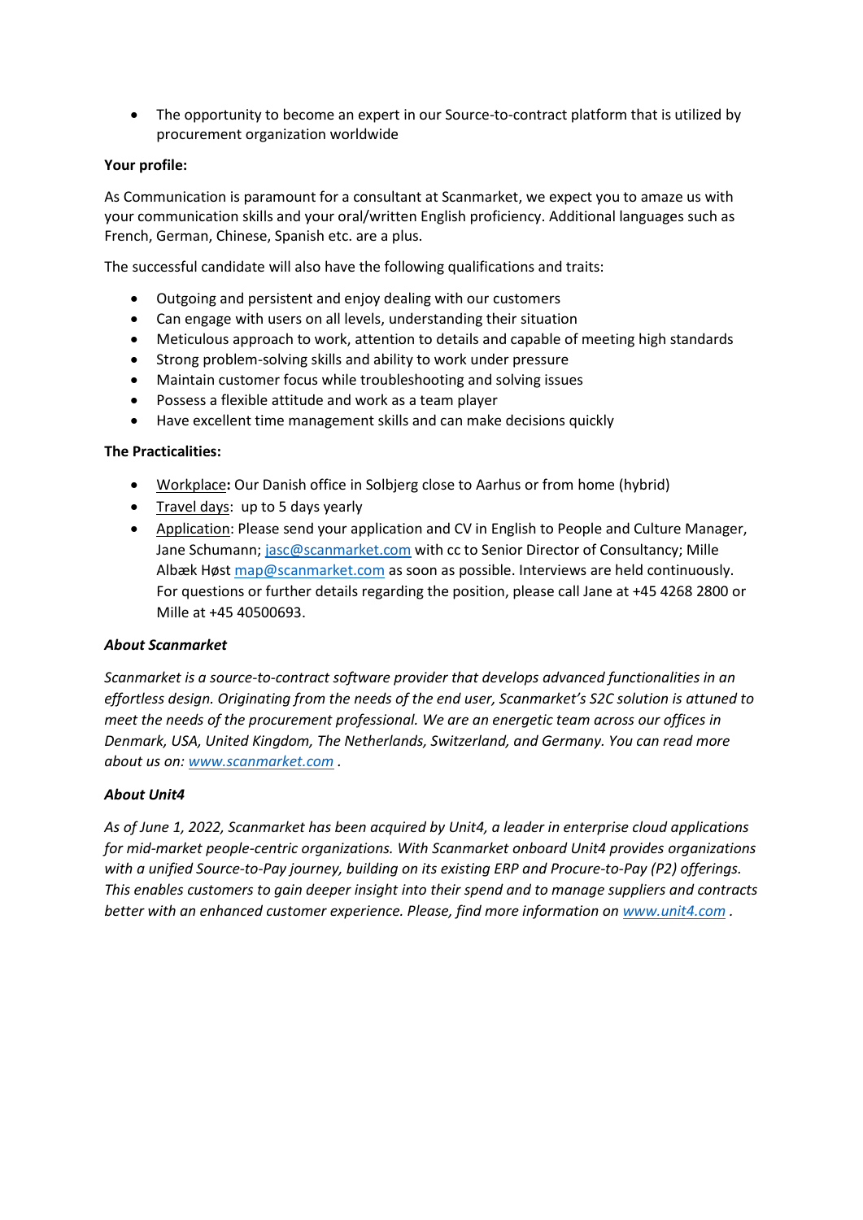- The opportunity to become an expert in our Source-to-contract platform that is utilized by procurement organization worldwide

**Your profile:**

As Communication is paramount for a consultant at Scanmarket, we expect you to amaze us with your communication skills and your oral/written English proficiency. Additional languages such as French, German, Chinese, Spanish etc. are a plus.

The successful candidate will also have the following qualifications and traits:

- Outgoing and persistent and enjoy dealing with our customers
- Can engage with users on all levels, understanding their situation
- Meticulous approach to work, attention to details and capable of meeting high standards
- Strong problem-solving skills and ability to work under pressure
- Maintain customer focus while troubleshooting and solving issues
- Possess a flexible attitude and work as a team player
- Have excellent time management skills and can make decisions quickly

**The Practicalities:**

- Workplace**:** Our Danish office in Solbjerg close to Aarhus or from home (hybrid)
- Travel days: up to 5 days yearly
- Application: Please send your application and CV in English to People and Culture Manager, Jane Schumann; jasc@scanmarket.com with cc to Senior Director of Consultancy; Mille Albæk Høst map@scanmarket.com as soon as possible. Interviews are held continuously. For questions or further details regarding the position, please call Jane at +45 4268 2800 or Mille at +45 40500693.

***About Scanmarket***

*Scanmarket is a source-to-contract software provider that develops advanced functionalities in an effortless design. Originating from the needs of the end user, Scanmarket's S2C solution is attuned to meet the needs of the procurement professional. We are an energetic team across our offices in Denmark, USA, United Kingdom, The Netherlands, Switzerland, and Germany. You can read more about us on: www.scanmarket.com .*

***About Unit4***

*As of June 1, 2022, Scanmarket has been acquired by Unit4, a leader in enterprise cloud applications for mid-market people-centric organizations. With Scanmarket onboard Unit4 provides organizations with a unified Source-to-Pay journey, building on its existing ERP and Procure-to-Pay (P2) offerings. This enables customers to gain deeper insight into their spend and to manage suppliers and contracts better with an enhanced customer experience. Please, find more information on www.unit4.com .*